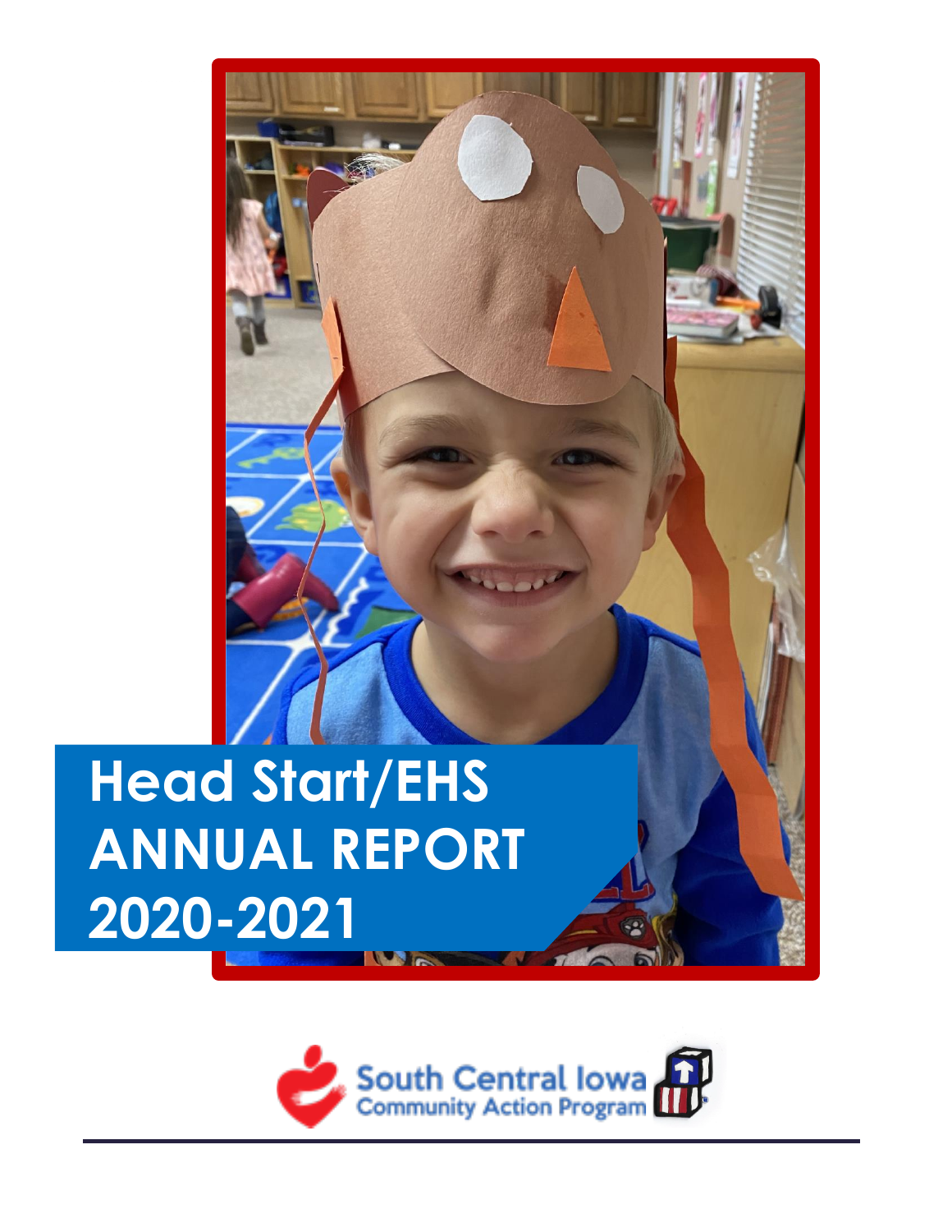# Head Start/EHS ANNUAL REPORT 2020-2021

South Central Iowa Community Action Program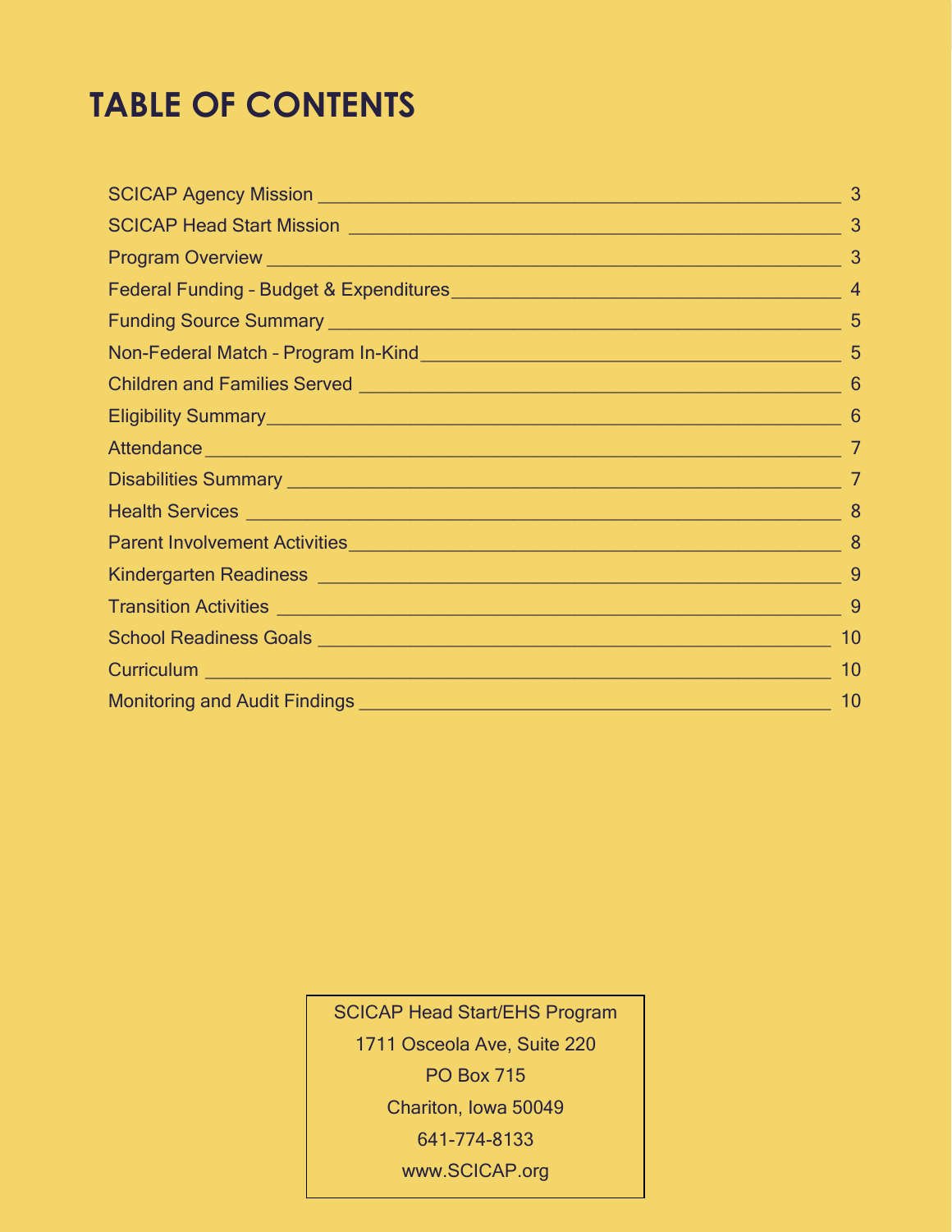# TABLE OF CONTENTS

| Section | Page |
|---|---|
| SCICAP Agency Mission | 3 |
| SCICAP Head Start Mission | 3 |
| Program Overview | 3 |
| Federal Funding – Budget & Expenditures | 4 |
| Funding Source Summary | 5 |
| Non-Federal Match – Program In-Kind | 5 |
| Children and Families Served | 6 |
| Eligibility Summary | 6 |
| Attendance | 7 |
| Disabilities Summary | 7 |
| Health Services | 8 |
| Parent Involvement Activities | 8 |
| Kindergarten Readiness | 9 |
| Transition Activities | 9 |
| School Readiness Goals | 10 |
| Curriculum | 10 |
| Monitoring and Audit Findings | 10 |

SCICAP Head Start/EHS Program
1711 Osceola Ave, Suite 220
PO Box 715
Chariton, Iowa 50049
641-774-8133
www.SCICAP.org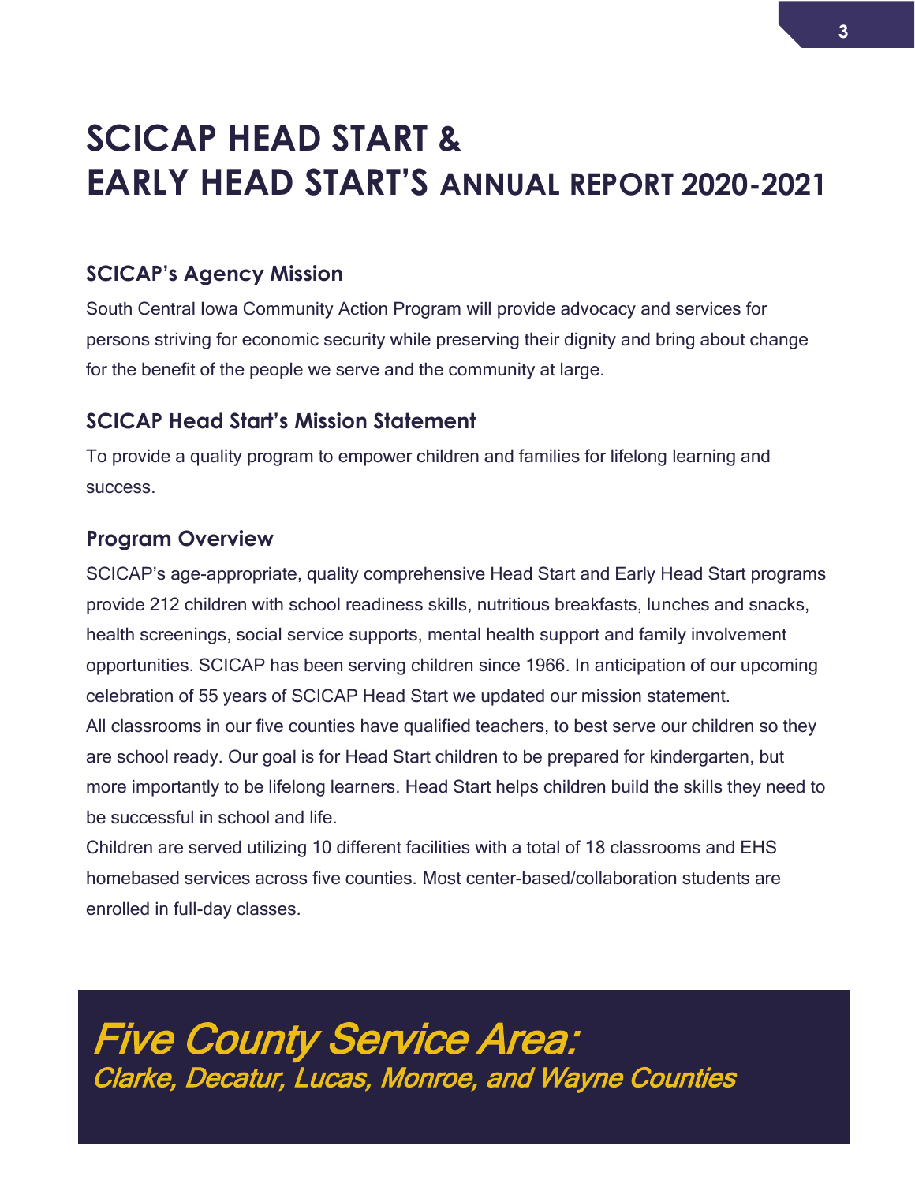# SCICAP HEAD START & EARLY HEAD START'S ANNUAL REPORT 2020-2021

## SCICAP's Agency Mission

South Central Iowa Community Action Program will provide advocacy and services for persons striving for economic security while preserving their dignity and bring about change for the benefit of the people we serve and the community at large.

## SCICAP Head Start's Mission Statement

To provide a quality program to empower children and families for lifelong learning and success.

## Program Overview

SCICAP's age-appropriate, quality comprehensive Head Start and Early Head Start programs provide 212 children with school readiness skills, nutritious breakfasts, lunches and snacks, health screenings, social service supports, mental health support and family involvement opportunities. SCICAP has been serving children since 1966. In anticipation of our upcoming celebration of 55 years of SCICAP Head Start we updated our mission statement.

All classrooms in our five counties have qualified teachers, to best serve our children so they are school ready. Our goal is for Head Start children to be prepared for kindergarten, but more importantly to be lifelong learners. Head Start helps children build the skills they need to be successful in school and life.

Children are served utilizing 10 different facilities with a total of 18 classrooms and EHS homebased services across five counties. Most center-based/collaboration students are enrolled in full-day classes.

## *Five County Service Area:*

*Clarke, Decatur, Lucas, Monroe, and Wayne Counties*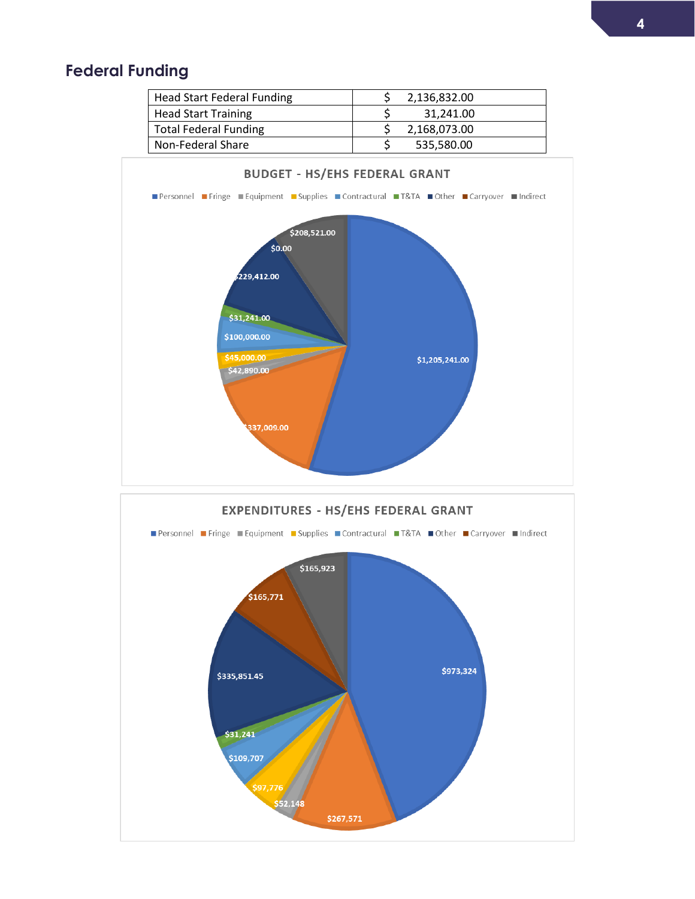## Federal Funding

| Head Start Federal Funding | $ 2,136,832.00 |
|---|---|
| Head Start Training | $ 31,241.00 |
| Total Federal Funding | $ 2,168,073.00 |
| Non-Federal Share | $ 535,580.00 |

**BUDGET - HS/EHS FEDERAL GRANT**

Personnel, Fringe, Equipment, Supplies, Contractural, T&TA, Other, Carryover, Indirect

| Category | Amount |
|---|---|
| Personnel | $1,205,241.00 |
| Fringe | $337,009.00 |
| Equipment | $42,890.00 |
| Supplies | $45,000.00 |
| Contractural | $100,000.00 |
| T&TA | $31,241.00 |
| Other | $229,412.00 |
| Carryover | $0.00 |
| Indirect | $208,521.00 |

**EXPENDITURES - HS/EHS FEDERAL GRANT**

Personnel, Fringe, Equipment, Supplies, Contractural, T&TA, Other, Carryover, Indirect

| Category | Amount |
|---|---|
| Personnel | $973,324 |
| Fringe | $267,571 |
| Equipment | $52,148 |
| Supplies | $97,776 |
| Contractural | $109,707 |
| T&TA | $31,241 |
| Other | $335,851.45 |
| Carryover | $165,771 |
| Indirect | $165,923 |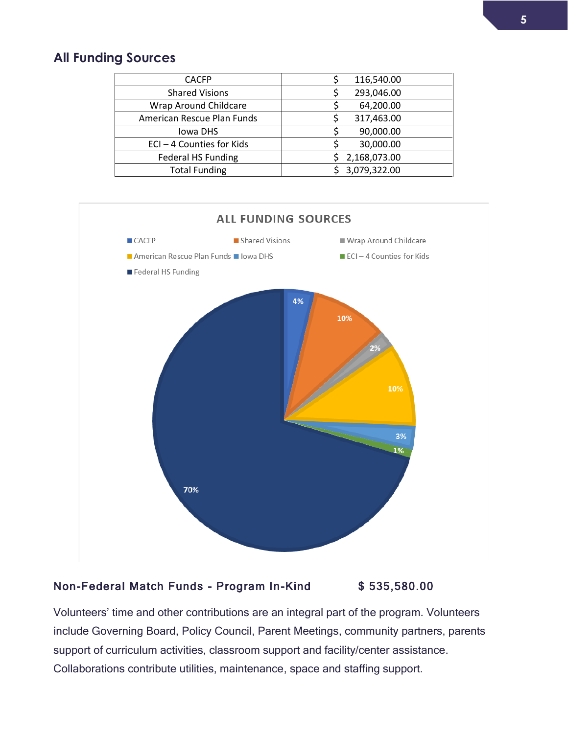## All Funding Sources

| | |
|---|---|
| CACFP | $ 116,540.00 |
| Shared Visions | $ 293,046.00 |
| Wrap Around Childcare | $ 64,200.00 |
| American Rescue Plan Funds | $ 317,463.00 |
| Iowa DHS | $ 90,000.00 |
| ECI – 4 Counties for Kids | $ 30,000.00 |
| Federal HS Funding | $ 2,168,073.00 |
| Total Funding | $ 3,079,322.00 |

ALL FUNDING SOURCES

| Funding Source | Percentage |
|---|---|
| CACFP | 4% |
| Shared Visions | 10% |
| Wrap Around Childcare | 2% |
| American Rescue Plan Funds | 10% |
| Iowa DHS | 3% |
| ECI – 4 Counties for Kids | 1% |
| Federal HS Funding | 70% |

**Non-Federal Match Funds - Program In-Kind $ 535,580.00**

Volunteers' time and other contributions are an integral part of the program. Volunteers include Governing Board, Policy Council, Parent Meetings, community partners, parents support of curriculum activities, classroom support and facility/center assistance. Collaborations contribute utilities, maintenance, space and staffing support.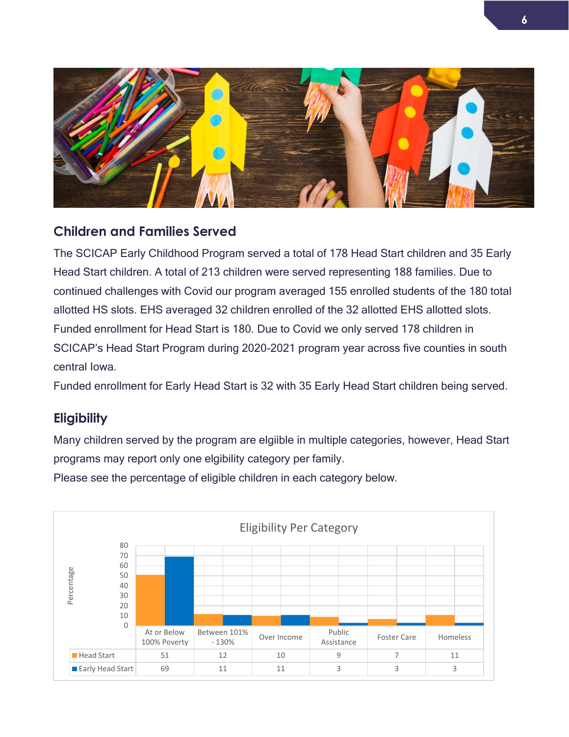## Children and Families Served

The SCICAP Early Childhood Program served a total of 178 Head Start children and 35 Early Head Start children. A total of 213 children were served representing 188 families. Due to continued challenges with Covid our program averaged 155 enrolled students of the 180 total allotted HS slots. EHS averaged 32 children enrolled of the 32 allotted EHS allotted slots. Funded enrollment for Head Start is 180. Due to Covid we only served 178 children in SCICAP's Head Start Program during 2020-2021 program year across five counties in south central Iowa.

Funded enrollment for Early Head Start is 32 with 35 Early Head Start children being served.

## Eligibility

Many children served by the program are elgiible in multiple categories, however, Head Start programs may report only one elgibility category per family.

Please see the percentage of eligible children in each category below.

**Eligibility Per Category**

| | At or Below 100% Poverty | Between 101% - 130% | Over Income | Public Assistance | Foster Care | Homeless |
|---|---|---|---|---|---|---|
| Head Start | 51 | 12 | 10 | 9 | 7 | 11 |
| Early Head Start | 69 | 11 | 11 | 3 | 3 | 3 |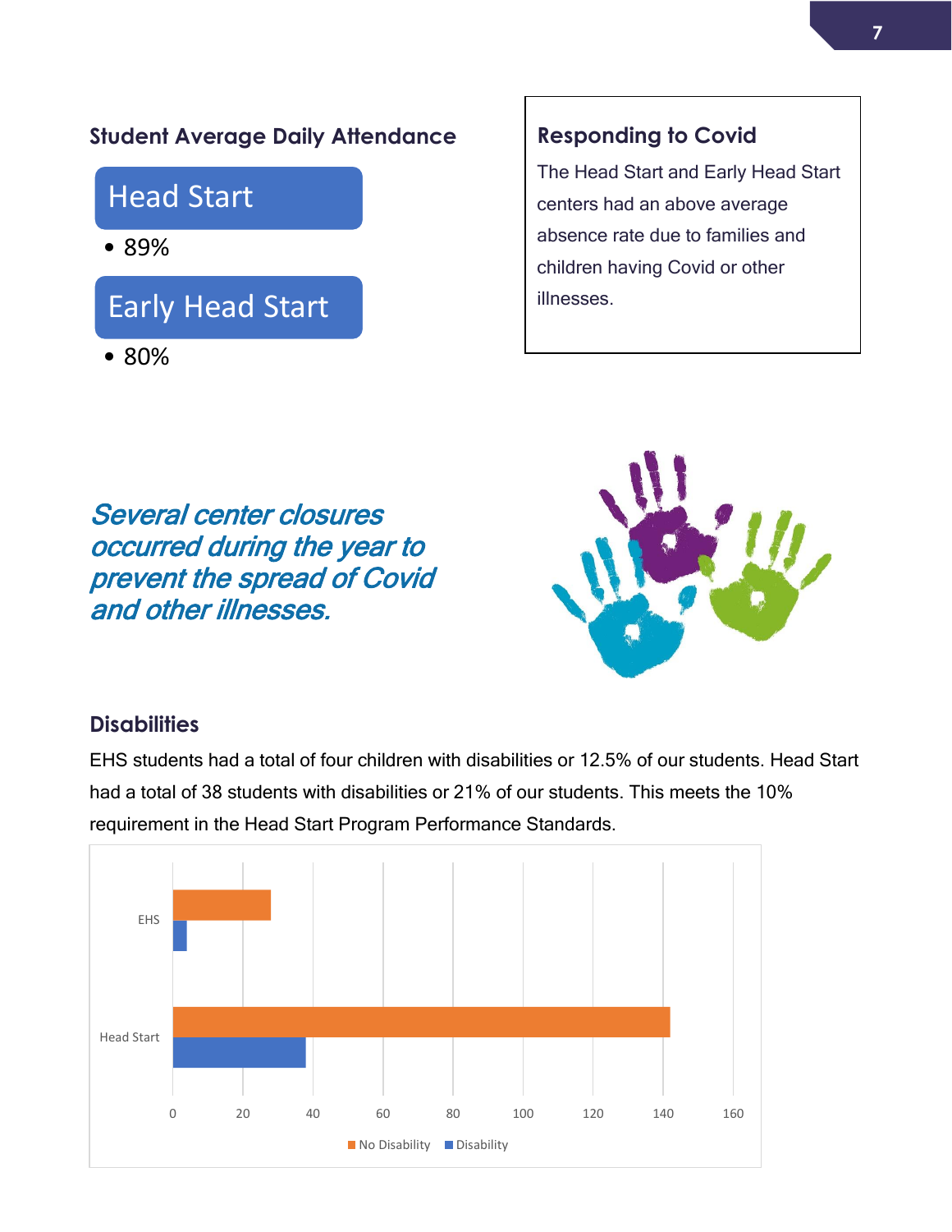## Student Average Daily Attendance

**Head Start**

- 89%

**Early Head Start**

- 80%

## Responding to Covid

The Head Start and Early Head Start centers had an above average absence rate due to families and children having Covid or other illnesses.

***Several center closures occurred during the year to prevent the spread of Covid and other illnesses.***

## Disabilities

EHS students had a total of four children with disabilities or 12.5% of our students. Head Start had a total of 38 students with disabilities or 21% of our students. This meets the 10% requirement in the Head Start Program Performance Standards.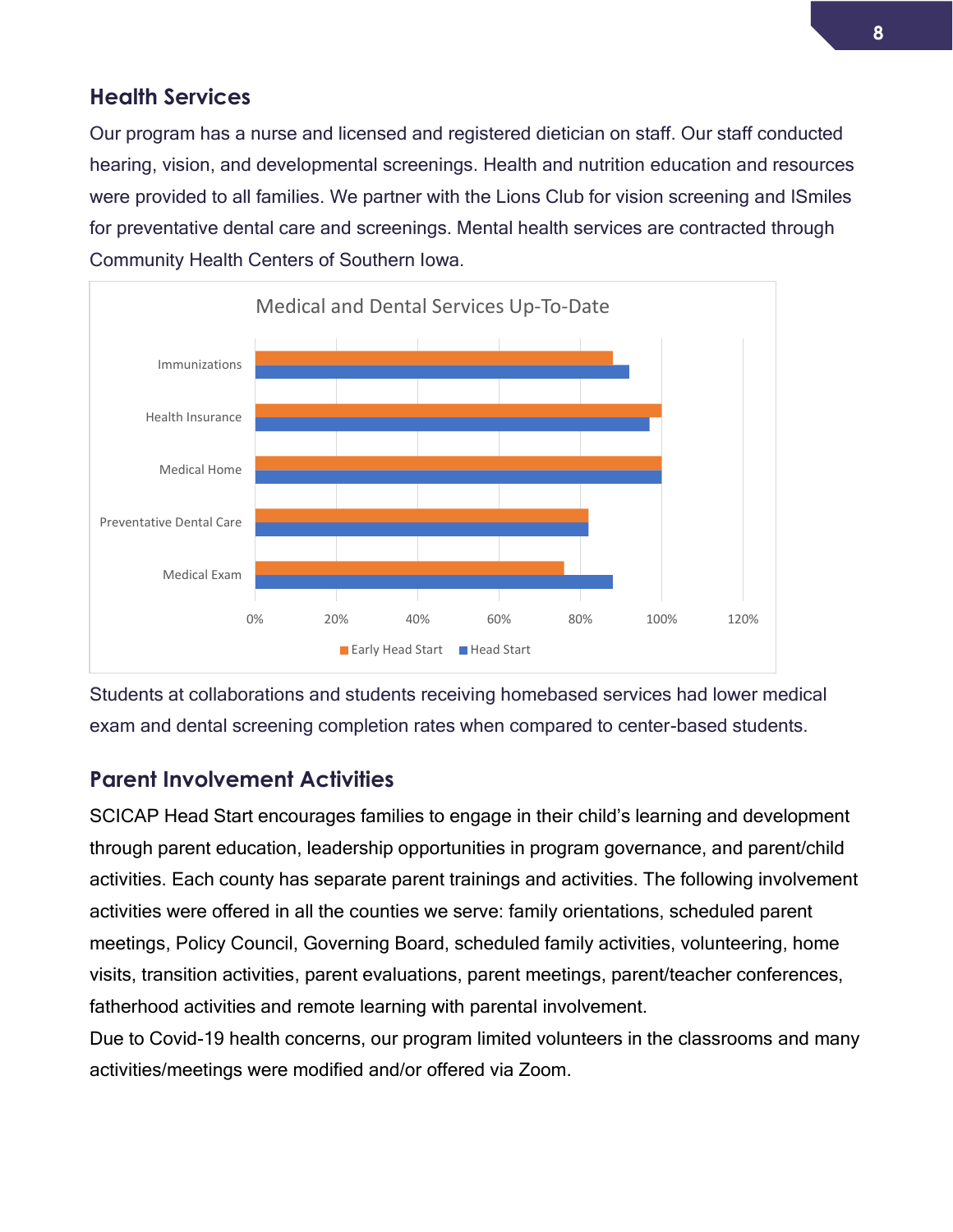## Health Services

Our program has a nurse and licensed and registered dietician on staff. Our staff conducted hearing, vision, and developmental screenings. Health and nutrition education and resources were provided to all families. We partner with the Lions Club for vision screening and ISmiles for preventative dental care and screenings. Mental health services are contracted through Community Health Centers of Southern Iowa.

Students at collaborations and students receiving homebased services had lower medical exam and dental screening completion rates when compared to center-based students.

## Parent Involvement Activities

SCICAP Head Start encourages families to engage in their child's learning and development through parent education, leadership opportunities in program governance, and parent/child activities. Each county has separate parent trainings and activities. The following involvement activities were offered in all the counties we serve: family orientations, scheduled parent meetings, Policy Council, Governing Board, scheduled family activities, volunteering, home visits, transition activities, parent evaluations, parent meetings, parent/teacher conferences, fatherhood activities and remote learning with parental involvement.

Due to Covid-19 health concerns, our program limited volunteers in the classrooms and many activities/meetings were modified and/or offered via Zoom.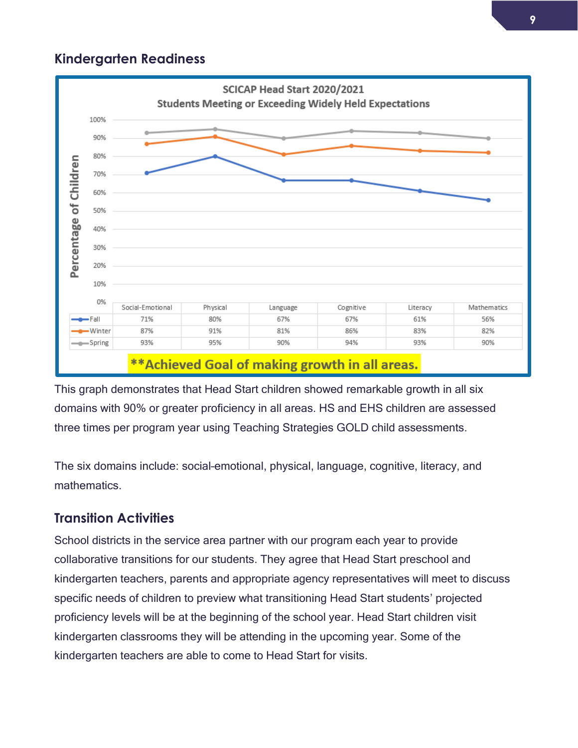## Kindergarten Readiness

**SCICAP Head Start 2020/2021**
**Students Meeting or Exceeding Widely Held Expectations**

| | Social-Emotional | Physical | Language | Cognitive | Literacy | Mathematics |
|---|---|---|---|---|---|---|
| Fall | 71% | 80% | 67% | 67% | 61% | 56% |
| Winter | 87% | 91% | 81% | 86% | 83% | 82% |
| Spring | 93% | 95% | 90% | 94% | 93% | 90% |

**Achieved Goal of making growth in all areas.**

This graph demonstrates that Head Start children showed remarkable growth in all six domains with 90% or greater proficiency in all areas. HS and EHS children are assessed three times per program year using Teaching Strategies GOLD child assessments.

The six domains include: social-emotional, physical, language, cognitive, literacy, and mathematics.

### Transition Activities

School districts in the service area partner with our program each year to provide collaborative transitions for our students. They agree that Head Start preschool and kindergarten teachers, parents and appropriate agency representatives will meet to discuss specific needs of children to preview what transitioning Head Start students' projected proficiency levels will be at the beginning of the school year. Head Start children visit kindergarten classrooms they will be attending in the upcoming year. Some of the kindergarten teachers are able to come to Head Start for visits.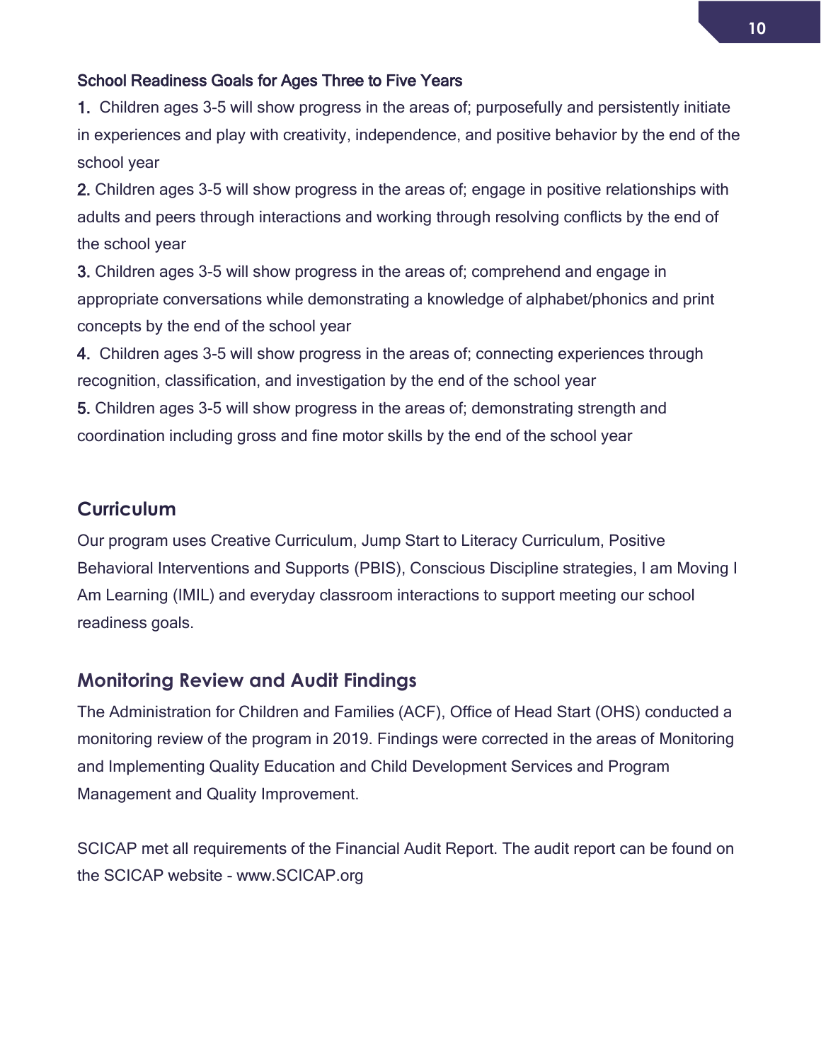### School Readiness Goals for Ages Three to Five Years

1. Children ages 3-5 will show progress in the areas of; purposefully and persistently initiate in experiences and play with creativity, independence, and positive behavior by the end of the school year
2. Children ages 3-5 will show progress in the areas of; engage in positive relationships with adults and peers through interactions and working through resolving conflicts by the end of the school year
3. Children ages 3-5 will show progress in the areas of; comprehend and engage in appropriate conversations while demonstrating a knowledge of alphabet/phonics and print concepts by the end of the school year
4. Children ages 3-5 will show progress in the areas of; connecting experiences through recognition, classification, and investigation by the end of the school year
5. Children ages 3-5 will show progress in the areas of; demonstrating strength and coordination including gross and fine motor skills by the end of the school year

## Curriculum

Our program uses Creative Curriculum, Jump Start to Literacy Curriculum, Positive Behavioral Interventions and Supports (PBIS), Conscious Discipline strategies, I am Moving I Am Learning (IMIL) and everyday classroom interactions to support meeting our school readiness goals.

## Monitoring Review and Audit Findings

The Administration for Children and Families (ACF), Office of Head Start (OHS) conducted a monitoring review of the program in 2019. Findings were corrected in the areas of Monitoring and Implementing Quality Education and Child Development Services and Program Management and Quality Improvement.

SCICAP met all requirements of the Financial Audit Report. The audit report can be found on the SCICAP website - www.SCICAP.org